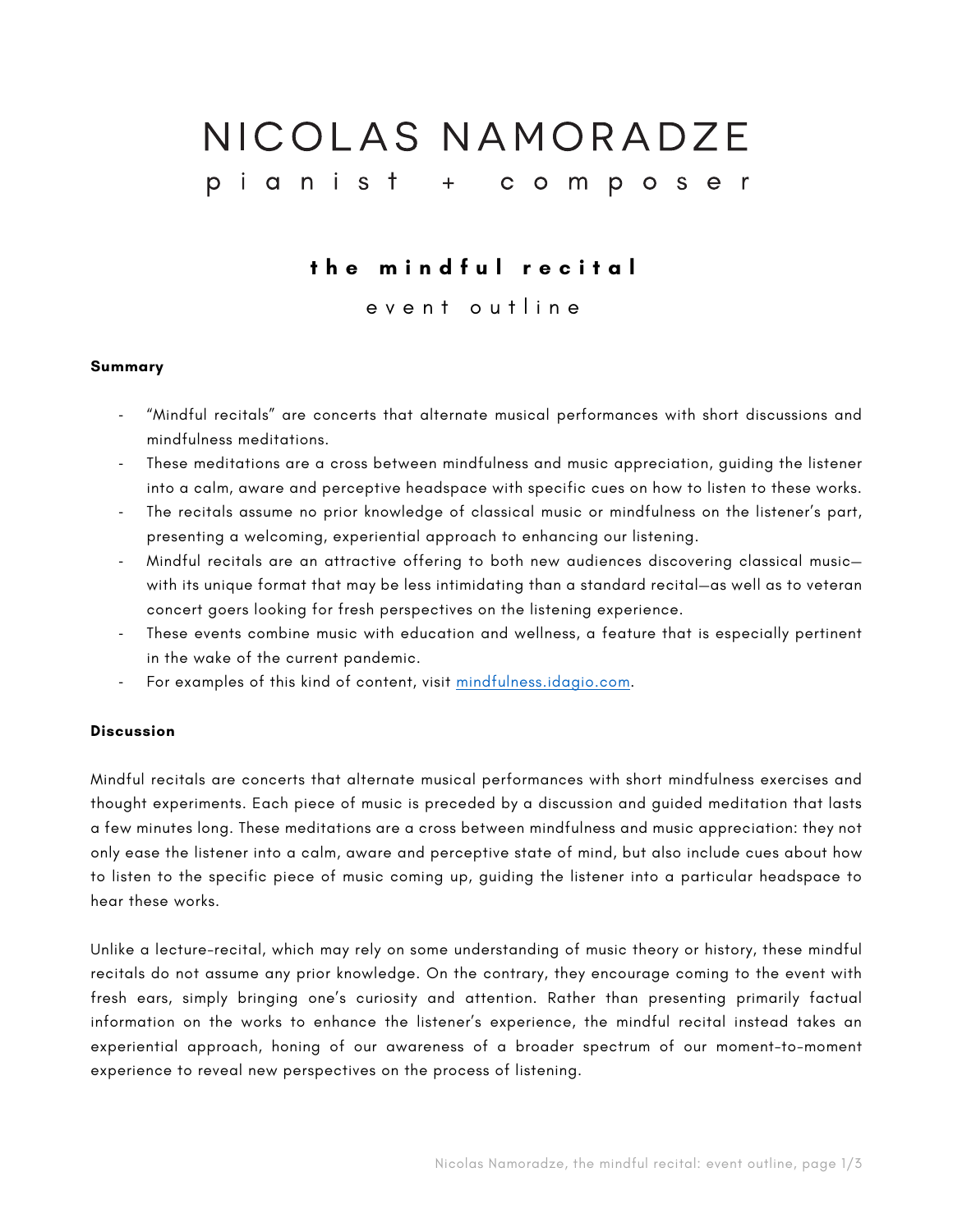# NICOLAS NAMORADZE

pianist + composer

## the mindful recital

event outline

**Summary**

- "Mindful recitals" are concerts that alternate musical performances with short discussions and mindfulness meditations.
- These meditations are a cross between mindfulness and music appreciation, guiding the listener into a calm, aware and perceptive headspace with specific cues on how to listen to these works.
- The recitals assume no prior knowledge of classical music or mindfulness on the listener's part, presenting a welcoming, experiential approach to enhancing our listening.
- Mindful recitals are an attractive offering to both new audiences discovering classical music—with its unique format that may be less intimidating than a standard recital—as well as to veteran concert goers looking for fresh perspectives on the listening experience.
- These events combine music with education and wellness, a feature that is especially pertinent in the wake of the current pandemic.
- For examples of this kind of content, visit [mindfulness.idagio.com](mindfulness.idagio.com).

**Discussion**

Mindful recitals are concerts that alternate musical performances with short mindfulness exercises and thought experiments. Each piece of music is preceded by a discussion and guided meditation that lasts a few minutes long. These meditations are a cross between mindfulness and music appreciation: they not only ease the listener into a calm, aware and perceptive state of mind, but also include cues about how to listen to the specific piece of music coming up, guiding the listener into a particular headspace to hear these works.

Unlike a lecture-recital, which may rely on some understanding of music theory or history, these mindful recitals do not assume any prior knowledge. On the contrary, they encourage coming to the event with fresh ears, simply bringing one's curiosity and attention. Rather than presenting primarily factual information on the works to enhance the listener's experience, the mindful recital instead takes an experiential approach, honing of our awareness of a broader spectrum of our moment-to-moment experience to reveal new perspectives on the process of listening.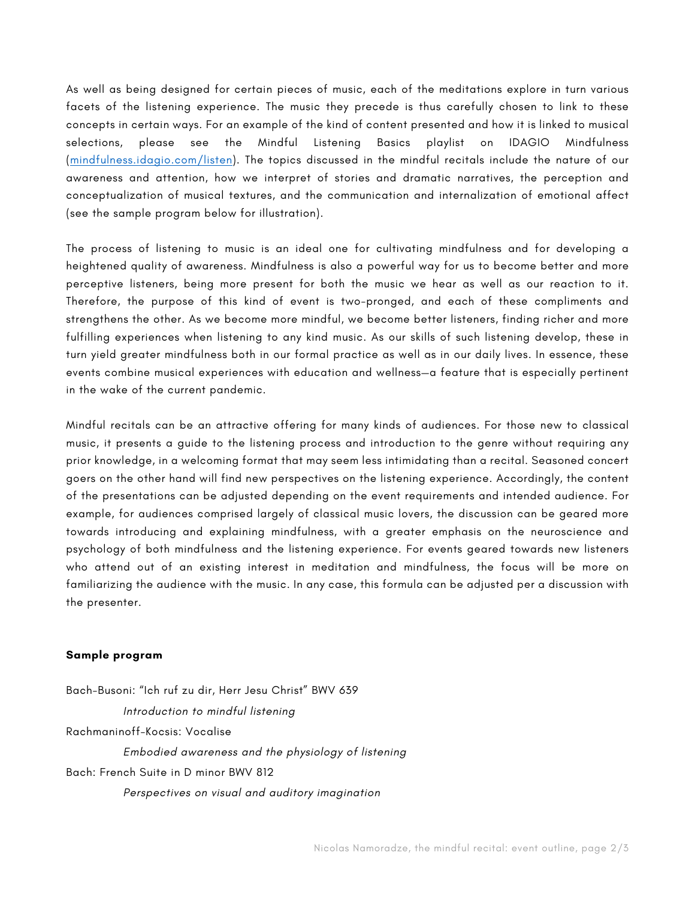As well as being designed for certain pieces of music, each of the meditations explore in turn various facets of the listening experience. The music they precede is thus carefully chosen to link to these concepts in certain ways. For an example of the kind of content presented and how it is linked to musical selections, please see the Mindful Listening Basics playlist on IDAGIO Mindfulness ([mindfulness.idagio.com/listen](mindfulness.idagio.com/listen)). The topics discussed in the mindful recitals include the nature of our awareness and attention, how we interpret of stories and dramatic narratives, the perception and conceptualization of musical textures, and the communication and internalization of emotional affect (see the sample program below for illustration).

The process of listening to music is an ideal one for cultivating mindfulness and for developing a heightened quality of awareness. Mindfulness is also a powerful way for us to become better and more perceptive listeners, being more present for both the music we hear as well as our reaction to it. Therefore, the purpose of this kind of event is two-pronged, and each of these compliments and strengthens the other. As we become more mindful, we become better listeners, finding richer and more fulfilling experiences when listening to any kind music. As our skills of such listening develop, these in turn yield greater mindfulness both in our formal practice as well as in our daily lives. In essence, these events combine musical experiences with education and wellness—a feature that is especially pertinent in the wake of the current pandemic.

Mindful recitals can be an attractive offering for many kinds of audiences. For those new to classical music, it presents a guide to the listening process and introduction to the genre without requiring any prior knowledge, in a welcoming format that may seem less intimidating than a recital. Seasoned concert goers on the other hand will find new perspectives on the listening experience. Accordingly, the content of the presentations can be adjusted depending on the event requirements and intended audience. For example, for audiences comprised largely of classical music lovers, the discussion can be geared more towards introducing and explaining mindfulness, with a greater emphasis on the neuroscience and psychology of both mindfulness and the listening experience. For events geared towards new listeners who attend out of an existing interest in meditation and mindfulness, the focus will be more on familiarizing the audience with the music. In any case, this formula can be adjusted per a discussion with the presenter.

**Sample program**

Bach-Busoni: "Ich ruf zu dir, Herr Jesu Christ" BWV 639

*Introduction to mindful listening*

Rachmaninoff-Kocsis: Vocalise

*Embodied awareness and the physiology of listening*

Bach: French Suite in D minor BWV 812

*Perspectives on visual and auditory imagination*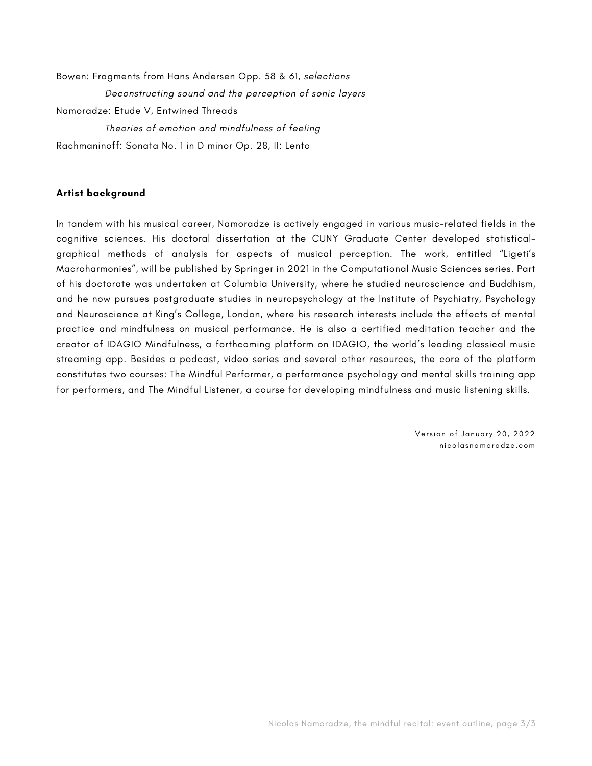Bowen: Fragments from Hans Andersen Opp. 58 & 61, *selections*

*Deconstructing sound and the perception of sonic layers*

Namoradze: Etude V, Entwined Threads

*Theories of emotion and mindfulness of feeling*

Rachmaninoff: Sonata No. 1 in D minor Op. 28, II: Lento

**Artist background**

In tandem with his musical career, Namoradze is actively engaged in various music-related fields in the cognitive sciences. His doctoral dissertation at the CUNY Graduate Center developed statistical-graphical methods of analysis for aspects of musical perception. The work, entitled "Ligeti's Macroharmonies", will be published by Springer in 2021 in the Computational Music Sciences series. Part of his doctorate was undertaken at Columbia University, where he studied neuroscience and Buddhism, and he now pursues postgraduate studies in neuropsychology at the Institute of Psychiatry, Psychology and Neuroscience at King's College, London, where his research interests include the effects of mental practice and mindfulness on musical performance. He is also a certified meditation teacher and the creator of IDAGIO Mindfulness, a forthcoming platform on IDAGIO, the world's leading classical music streaming app. Besides a podcast, video series and several other resources, the core of the platform constitutes two courses: The Mindful Performer, a performance psychology and mental skills training app for performers, and The Mindful Listener, a course for developing mindfulness and music listening skills.

Version of January 20, 2022
nicolasnamoradze.com